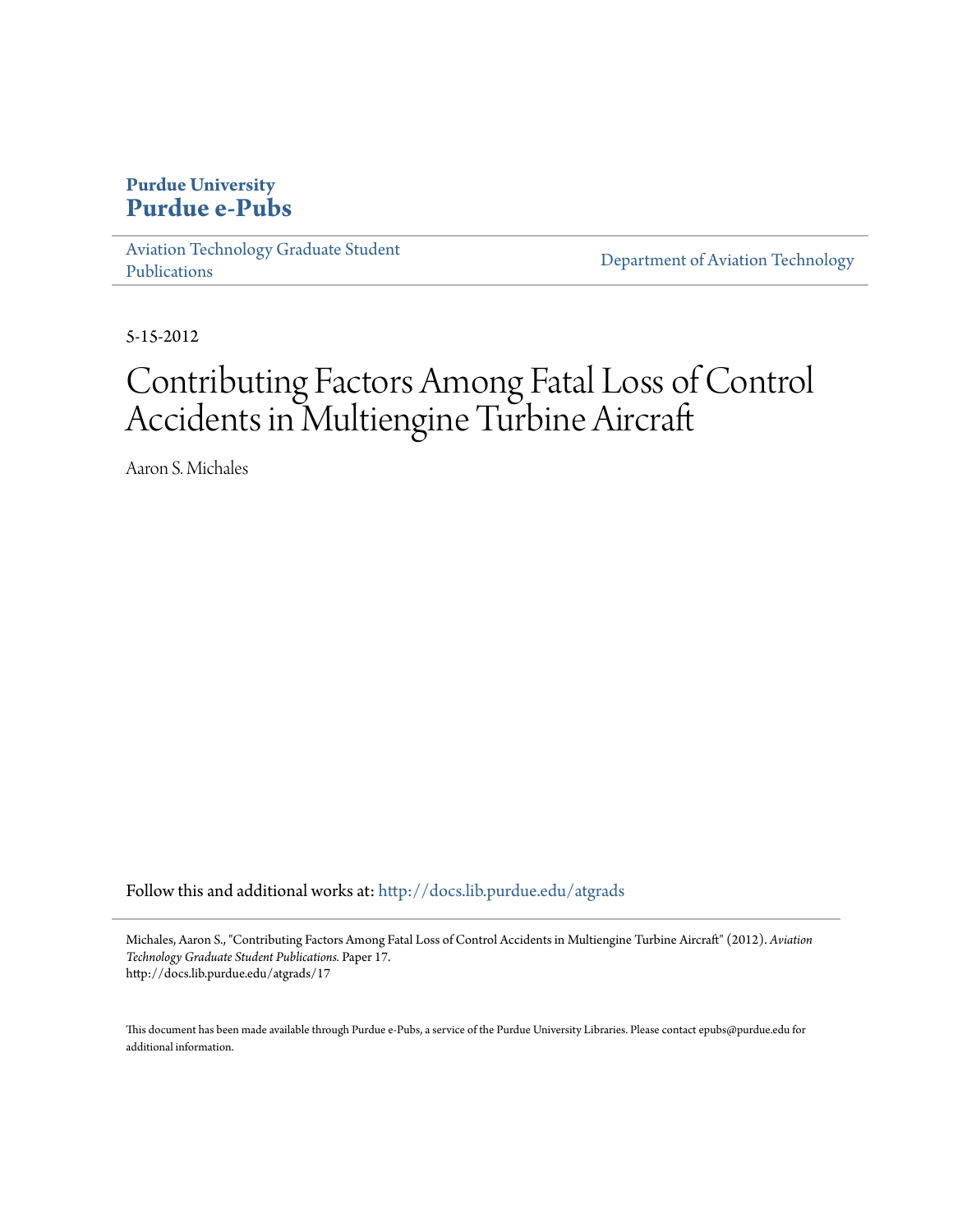**Purdue University**
**Purdue e-Pubs**

Aviation Technology Graduate Student Publications | Department of Aviation Technology

5-15-2012

# Contributing Factors Among Fatal Loss of Control Accidents in Multiengine Turbine Aircraft

Aaron S. Michales

Follow this and additional works at: http://docs.lib.purdue.edu/atgrads

Michales, Aaron S., "Contributing Factors Among Fatal Loss of Control Accidents in Multiengine Turbine Aircraft" (2012). *Aviation Technology Graduate Student Publications.* Paper 17.
http://docs.lib.purdue.edu/atgrads/17

This document has been made available through Purdue e-Pubs, a service of the Purdue University Libraries. Please contact epubs@purdue.edu for additional information.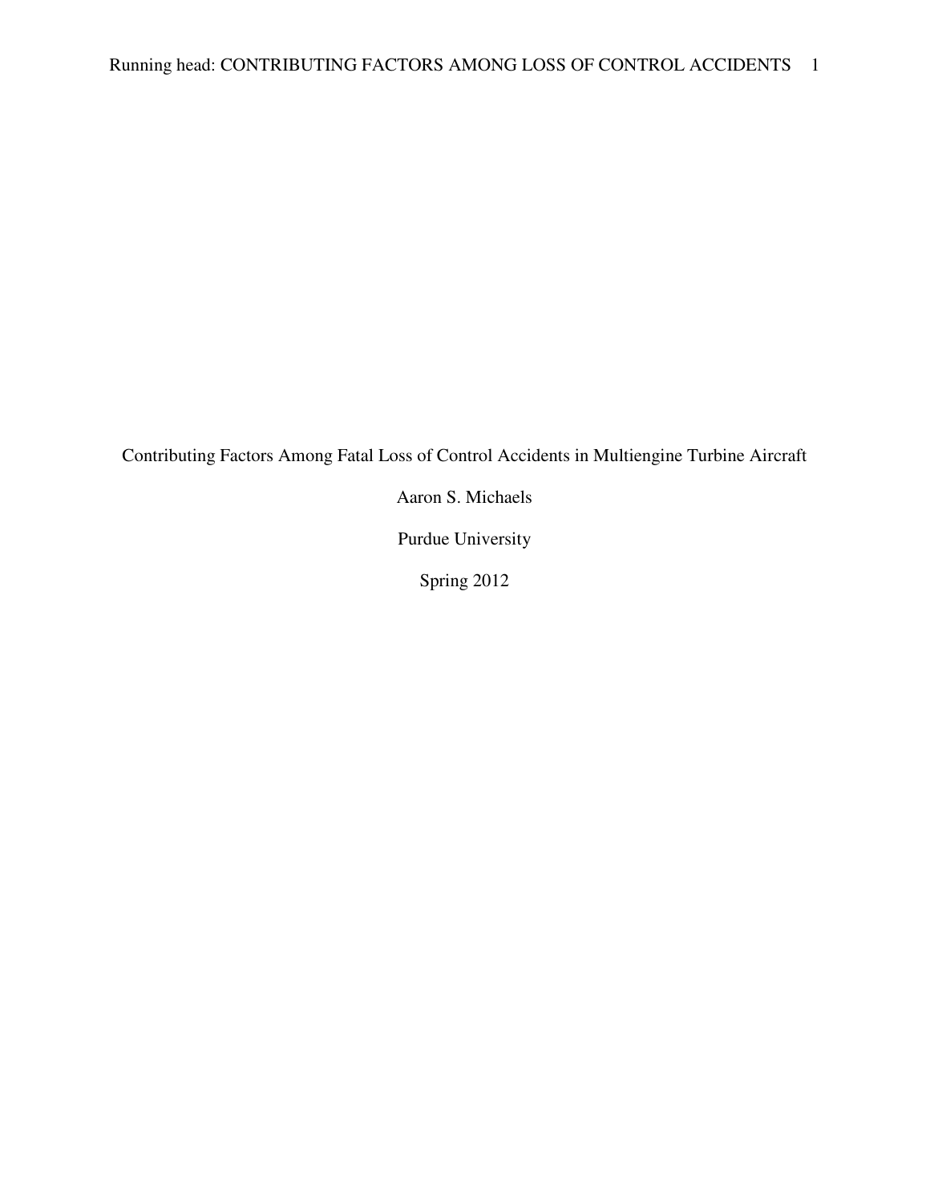Contributing Factors Among Fatal Loss of Control Accidents in Multiengine Turbine Aircraft

Aaron S. Michaels

Purdue University

Spring 2012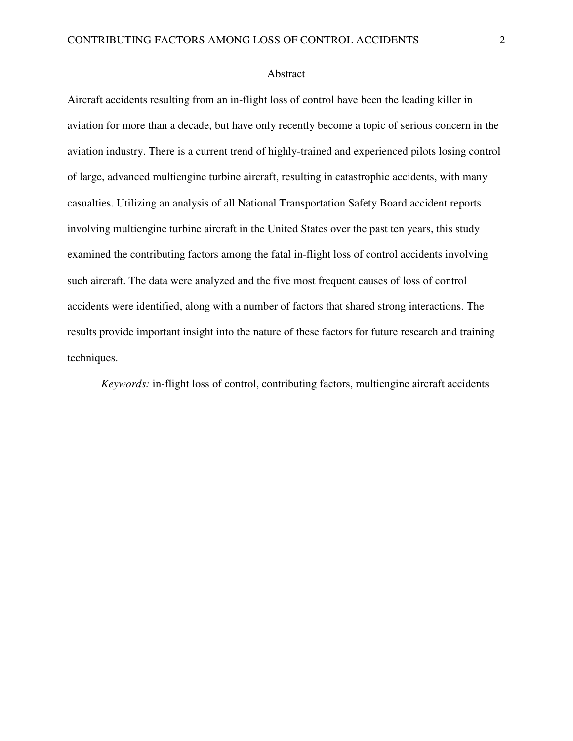# Abstract

Aircraft accidents resulting from an in-flight loss of control have been the leading killer in aviation for more than a decade, but have only recently become a topic of serious concern in the aviation industry. There is a current trend of highly-trained and experienced pilots losing control of large, advanced multiengine turbine aircraft, resulting in catastrophic accidents, with many casualties. Utilizing an analysis of all National Transportation Safety Board accident reports involving multiengine turbine aircraft in the United States over the past ten years, this study examined the contributing factors among the fatal in-flight loss of control accidents involving such aircraft. The data were analyzed and the five most frequent causes of loss of control accidents were identified, along with a number of factors that shared strong interactions. The results provide important insight into the nature of these factors for future research and training techniques.

*Keywords:* in-flight loss of control, contributing factors, multiengine aircraft accidents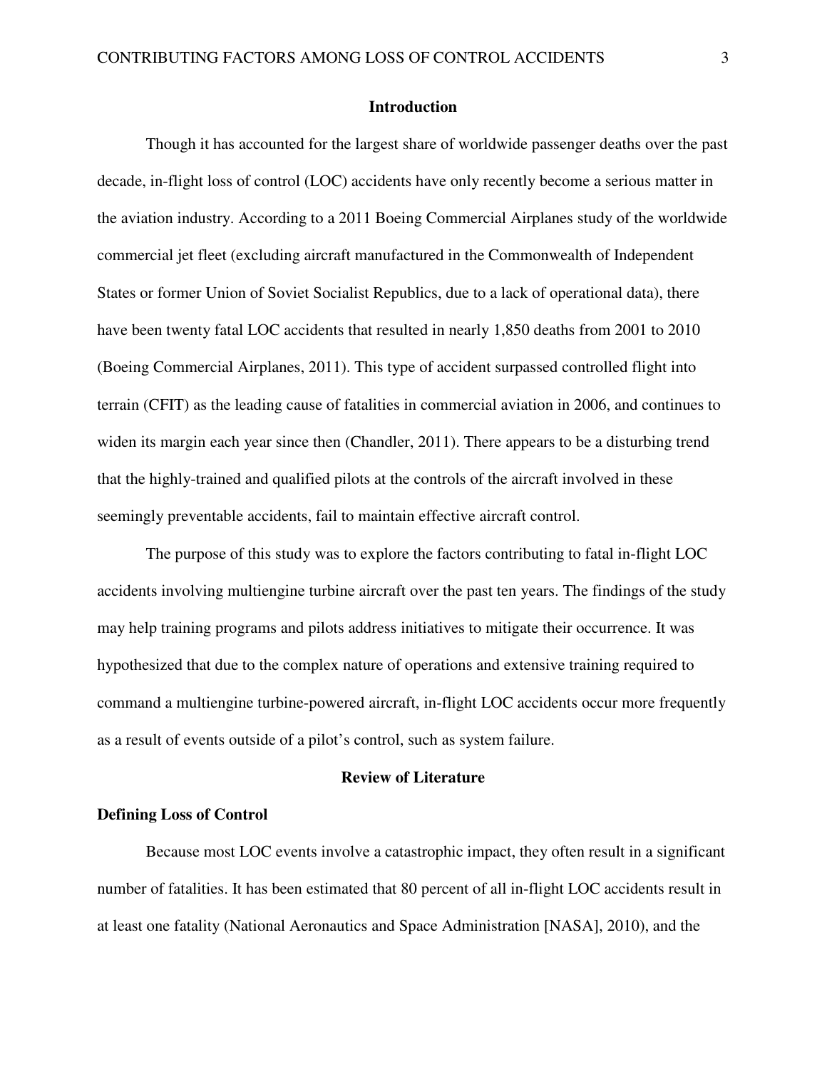## Introduction

Though it has accounted for the largest share of worldwide passenger deaths over the past decade, in-flight loss of control (LOC) accidents have only recently become a serious matter in the aviation industry. According to a 2011 Boeing Commercial Airplanes study of the worldwide commercial jet fleet (excluding aircraft manufactured in the Commonwealth of Independent States or former Union of Soviet Socialist Republics, due to a lack of operational data), there have been twenty fatal LOC accidents that resulted in nearly 1,850 deaths from 2001 to 2010 (Boeing Commercial Airplanes, 2011). This type of accident surpassed controlled flight into terrain (CFIT) as the leading cause of fatalities in commercial aviation in 2006, and continues to widen its margin each year since then (Chandler, 2011). There appears to be a disturbing trend that the highly-trained and qualified pilots at the controls of the aircraft involved in these seemingly preventable accidents, fail to maintain effective aircraft control.

The purpose of this study was to explore the factors contributing to fatal in-flight LOC accidents involving multiengine turbine aircraft over the past ten years. The findings of the study may help training programs and pilots address initiatives to mitigate their occurrence. It was hypothesized that due to the complex nature of operations and extensive training required to command a multiengine turbine-powered aircraft, in-flight LOC accidents occur more frequently as a result of events outside of a pilot's control, such as system failure.

## Review of Literature

### Defining Loss of Control

Because most LOC events involve a catastrophic impact, they often result in a significant number of fatalities. It has been estimated that 80 percent of all in-flight LOC accidents result in at least one fatality (National Aeronautics and Space Administration [NASA], 2010), and the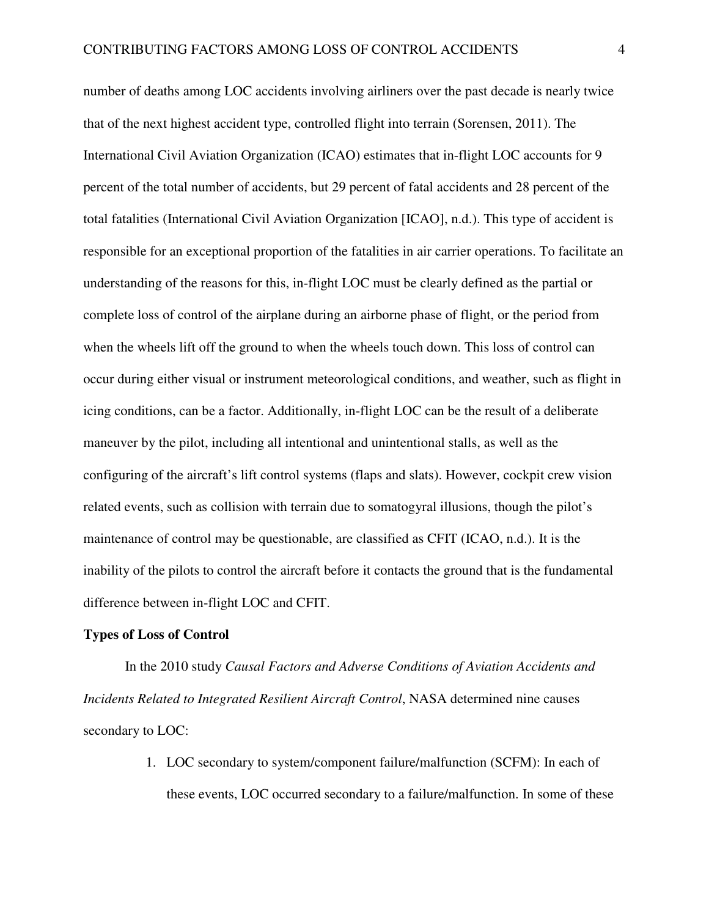number of deaths among LOC accidents involving airliners over the past decade is nearly twice that of the next highest accident type, controlled flight into terrain (Sorensen, 2011). The International Civil Aviation Organization (ICAO) estimates that in-flight LOC accounts for 9 percent of the total number of accidents, but 29 percent of fatal accidents and 28 percent of the total fatalities (International Civil Aviation Organization [ICAO], n.d.). This type of accident is responsible for an exceptional proportion of the fatalities in air carrier operations. To facilitate an understanding of the reasons for this, in-flight LOC must be clearly defined as the partial or complete loss of control of the airplane during an airborne phase of flight, or the period from when the wheels lift off the ground to when the wheels touch down. This loss of control can occur during either visual or instrument meteorological conditions, and weather, such as flight in icing conditions, can be a factor. Additionally, in-flight LOC can be the result of a deliberate maneuver by the pilot, including all intentional and unintentional stalls, as well as the configuring of the aircraft's lift control systems (flaps and slats). However, cockpit crew vision related events, such as collision with terrain due to somatogyral illusions, though the pilot's maintenance of control may be questionable, are classified as CFIT (ICAO, n.d.). It is the inability of the pilots to control the aircraft before it contacts the ground that is the fundamental difference between in-flight LOC and CFIT.

**Types of Loss of Control**

In the 2010 study *Causal Factors and Adverse Conditions of Aviation Accidents and Incidents Related to Integrated Resilient Aircraft Control*, NASA determined nine causes secondary to LOC:

1. LOC secondary to system/component failure/malfunction (SCFM): In each of these events, LOC occurred secondary to a failure/malfunction. In some of these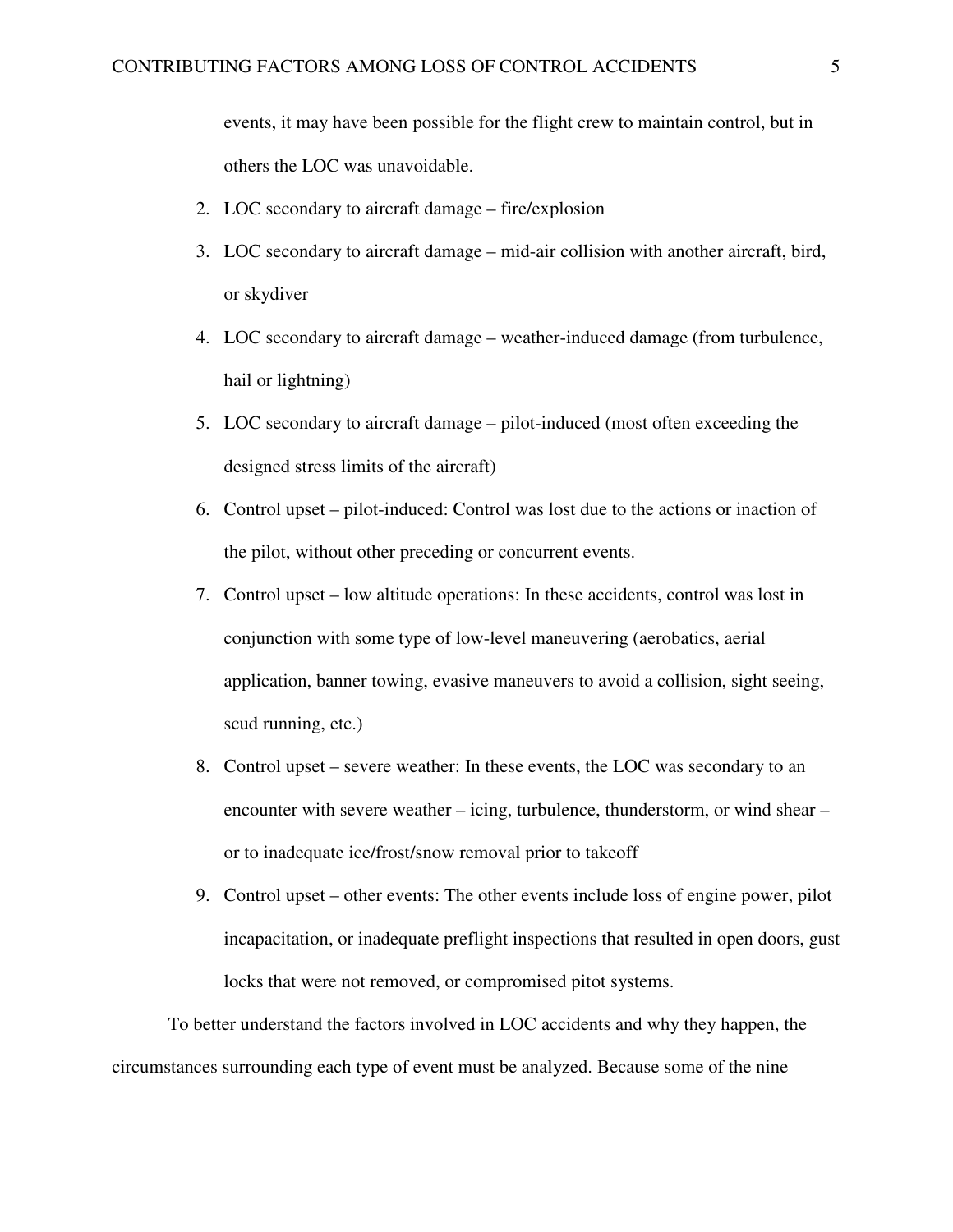events, it may have been possible for the flight crew to maintain control, but in others the LOC was unavoidable.

2. LOC secondary to aircraft damage – fire/explosion
3. LOC secondary to aircraft damage – mid-air collision with another aircraft, bird, or skydiver
4. LOC secondary to aircraft damage – weather-induced damage (from turbulence, hail or lightning)
5. LOC secondary to aircraft damage – pilot-induced (most often exceeding the designed stress limits of the aircraft)
6. Control upset – pilot-induced: Control was lost due to the actions or inaction of the pilot, without other preceding or concurrent events.
7. Control upset – low altitude operations: In these accidents, control was lost in conjunction with some type of low-level maneuvering (aerobatics, aerial application, banner towing, evasive maneuvers to avoid a collision, sight seeing, scud running, etc.)
8. Control upset – severe weather: In these events, the LOC was secondary to an encounter with severe weather – icing, turbulence, thunderstorm, or wind shear – or to inadequate ice/frost/snow removal prior to takeoff
9. Control upset – other events: The other events include loss of engine power, pilot incapacitation, or inadequate preflight inspections that resulted in open doors, gust locks that were not removed, or compromised pitot systems.

To better understand the factors involved in LOC accidents and why they happen, the circumstances surrounding each type of event must be analyzed. Because some of the nine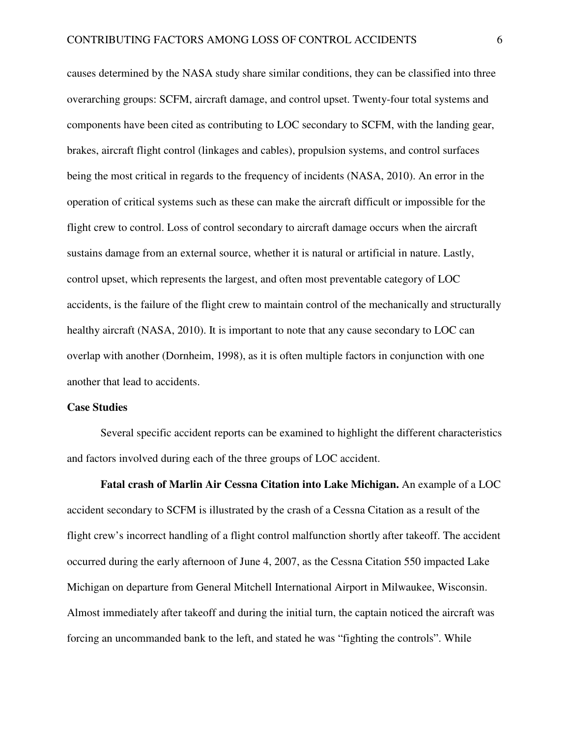causes determined by the NASA study share similar conditions, they can be classified into three overarching groups: SCFM, aircraft damage, and control upset. Twenty-four total systems and components have been cited as contributing to LOC secondary to SCFM, with the landing gear, brakes, aircraft flight control (linkages and cables), propulsion systems, and control surfaces being the most critical in regards to the frequency of incidents (NASA, 2010). An error in the operation of critical systems such as these can make the aircraft difficult or impossible for the flight crew to control. Loss of control secondary to aircraft damage occurs when the aircraft sustains damage from an external source, whether it is natural or artificial in nature. Lastly, control upset, which represents the largest, and often most preventable category of LOC accidents, is the failure of the flight crew to maintain control of the mechanically and structurally healthy aircraft (NASA, 2010). It is important to note that any cause secondary to LOC can overlap with another (Dornheim, 1998), as it is often multiple factors in conjunction with one another that lead to accidents.

## Case Studies

Several specific accident reports can be examined to highlight the different characteristics and factors involved during each of the three groups of LOC accident.

**Fatal crash of Marlin Air Cessna Citation into Lake Michigan.** An example of a LOC accident secondary to SCFM is illustrated by the crash of a Cessna Citation as a result of the flight crew's incorrect handling of a flight control malfunction shortly after takeoff. The accident occurred during the early afternoon of June 4, 2007, as the Cessna Citation 550 impacted Lake Michigan on departure from General Mitchell International Airport in Milwaukee, Wisconsin. Almost immediately after takeoff and during the initial turn, the captain noticed the aircraft was forcing an uncommanded bank to the left, and stated he was "fighting the controls". While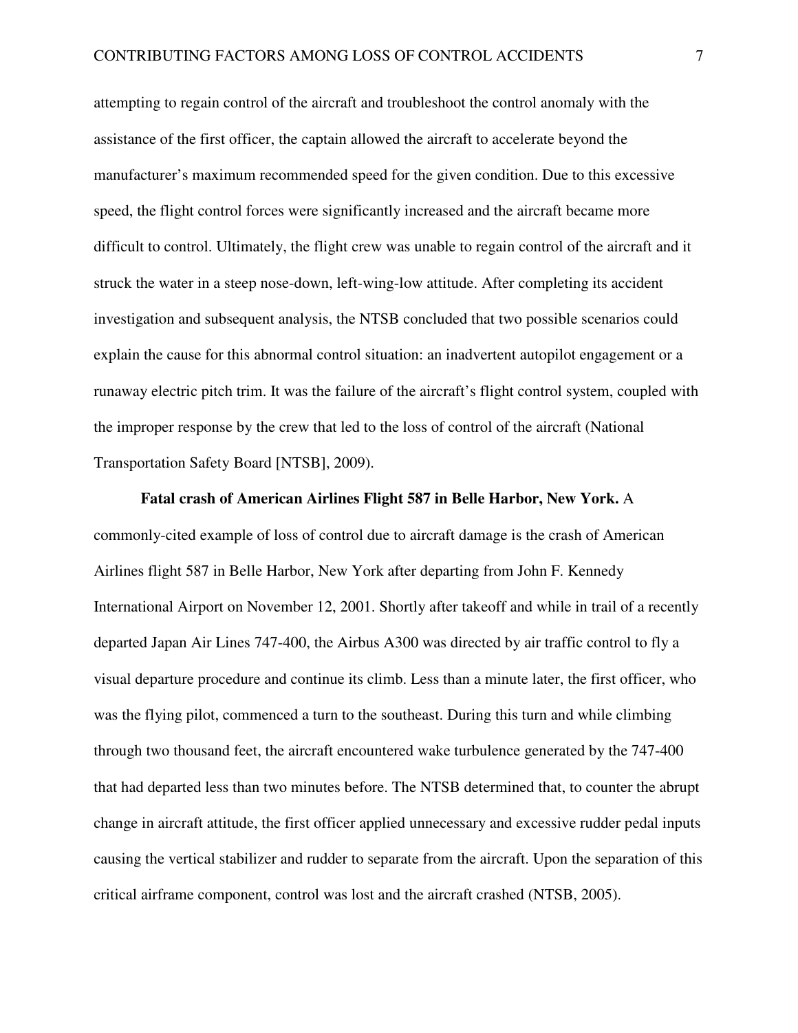attempting to regain control of the aircraft and troubleshoot the control anomaly with the assistance of the first officer, the captain allowed the aircraft to accelerate beyond the manufacturer's maximum recommended speed for the given condition. Due to this excessive speed, the flight control forces were significantly increased and the aircraft became more difficult to control. Ultimately, the flight crew was unable to regain control of the aircraft and it struck the water in a steep nose-down, left-wing-low attitude. After completing its accident investigation and subsequent analysis, the NTSB concluded that two possible scenarios could explain the cause for this abnormal control situation: an inadvertent autopilot engagement or a runaway electric pitch trim. It was the failure of the aircraft's flight control system, coupled with the improper response by the crew that led to the loss of control of the aircraft (National Transportation Safety Board [NTSB], 2009).

**Fatal crash of American Airlines Flight 587 in Belle Harbor, New York.** A commonly-cited example of loss of control due to aircraft damage is the crash of American Airlines flight 587 in Belle Harbor, New York after departing from John F. Kennedy International Airport on November 12, 2001. Shortly after takeoff and while in trail of a recently departed Japan Air Lines 747-400, the Airbus A300 was directed by air traffic control to fly a visual departure procedure and continue its climb. Less than a minute later, the first officer, who was the flying pilot, commenced a turn to the southeast. During this turn and while climbing through two thousand feet, the aircraft encountered wake turbulence generated by the 747-400 that had departed less than two minutes before. The NTSB determined that, to counter the abrupt change in aircraft attitude, the first officer applied unnecessary and excessive rudder pedal inputs causing the vertical stabilizer and rudder to separate from the aircraft. Upon the separation of this critical airframe component, control was lost and the aircraft crashed (NTSB, 2005).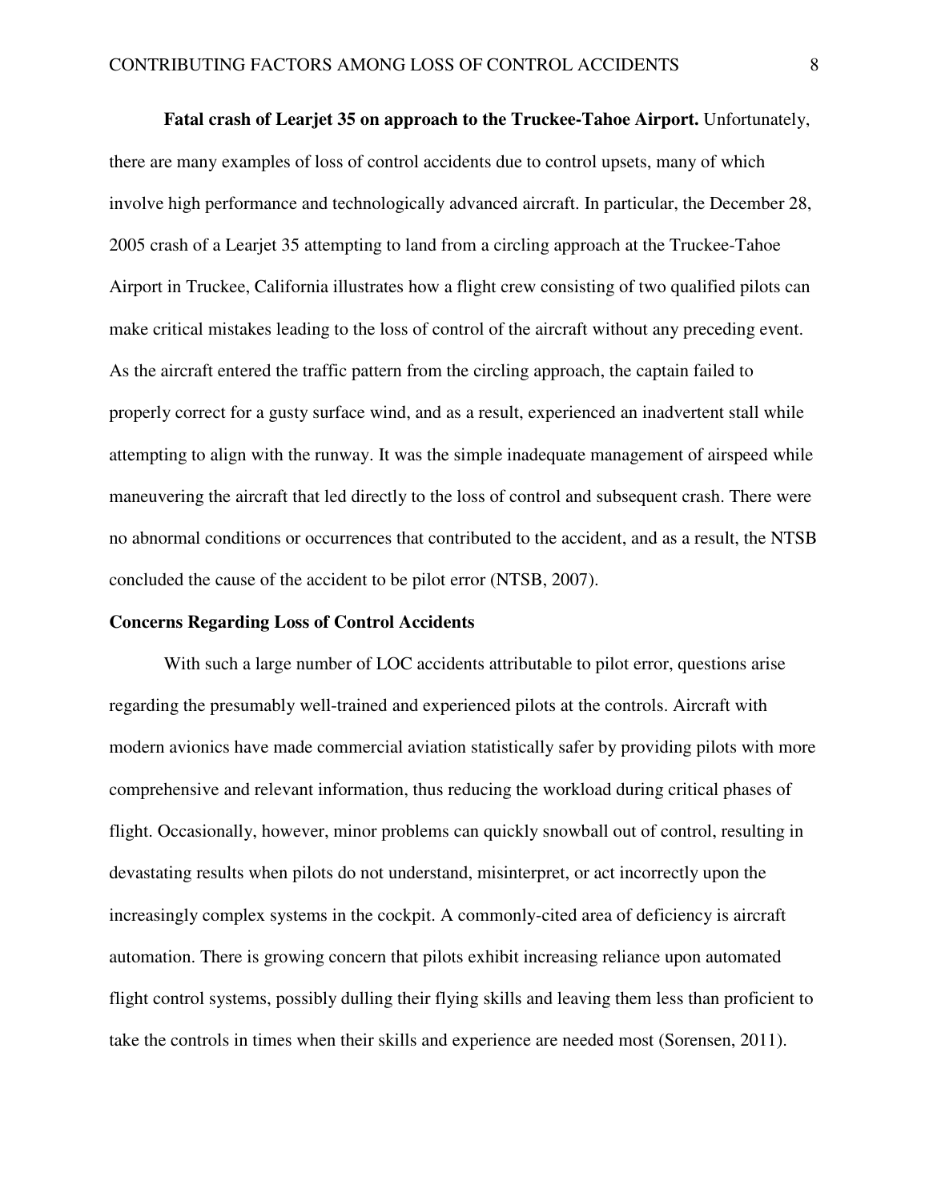**Fatal crash of Learjet 35 on approach to the Truckee-Tahoe Airport.** Unfortunately, there are many examples of loss of control accidents due to control upsets, many of which involve high performance and technologically advanced aircraft. In particular, the December 28, 2005 crash of a Learjet 35 attempting to land from a circling approach at the Truckee-Tahoe Airport in Truckee, California illustrates how a flight crew consisting of two qualified pilots can make critical mistakes leading to the loss of control of the aircraft without any preceding event. As the aircraft entered the traffic pattern from the circling approach, the captain failed to properly correct for a gusty surface wind, and as a result, experienced an inadvertent stall while attempting to align with the runway. It was the simple inadequate management of airspeed while maneuvering the aircraft that led directly to the loss of control and subsequent crash. There were no abnormal conditions or occurrences that contributed to the accident, and as a result, the NTSB concluded the cause of the accident to be pilot error (NTSB, 2007).

## Concerns Regarding Loss of Control Accidents

With such a large number of LOC accidents attributable to pilot error, questions arise regarding the presumably well-trained and experienced pilots at the controls. Aircraft with modern avionics have made commercial aviation statistically safer by providing pilots with more comprehensive and relevant information, thus reducing the workload during critical phases of flight. Occasionally, however, minor problems can quickly snowball out of control, resulting in devastating results when pilots do not understand, misinterpret, or act incorrectly upon the increasingly complex systems in the cockpit. A commonly-cited area of deficiency is aircraft automation. There is growing concern that pilots exhibit increasing reliance upon automated flight control systems, possibly dulling their flying skills and leaving them less than proficient to take the controls in times when their skills and experience are needed most (Sorensen, 2011).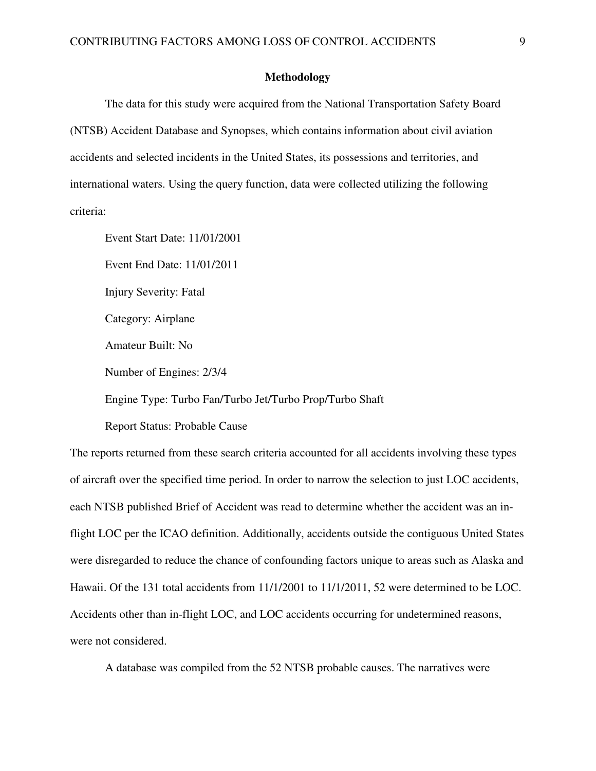## Methodology

The data for this study were acquired from the National Transportation Safety Board (NTSB) Accident Database and Synopses, which contains information about civil aviation accidents and selected incidents in the United States, its possessions and territories, and international waters. Using the query function, data were collected utilizing the following criteria:

Event Start Date: 11/01/2001

Event End Date: 11/01/2011

Injury Severity: Fatal

Category: Airplane

Amateur Built: No

Number of Engines: 2/3/4

Engine Type: Turbo Fan/Turbo Jet/Turbo Prop/Turbo Shaft

Report Status: Probable Cause

The reports returned from these search criteria accounted for all accidents involving these types of aircraft over the specified time period. In order to narrow the selection to just LOC accidents, each NTSB published Brief of Accident was read to determine whether the accident was an in-flight LOC per the ICAO definition. Additionally, accidents outside the contiguous United States were disregarded to reduce the chance of confounding factors unique to areas such as Alaska and Hawaii. Of the 131 total accidents from 11/1/2001 to 11/1/2011, 52 were determined to be LOC. Accidents other than in-flight LOC, and LOC accidents occurring for undetermined reasons, were not considered.

A database was compiled from the 52 NTSB probable causes. The narratives were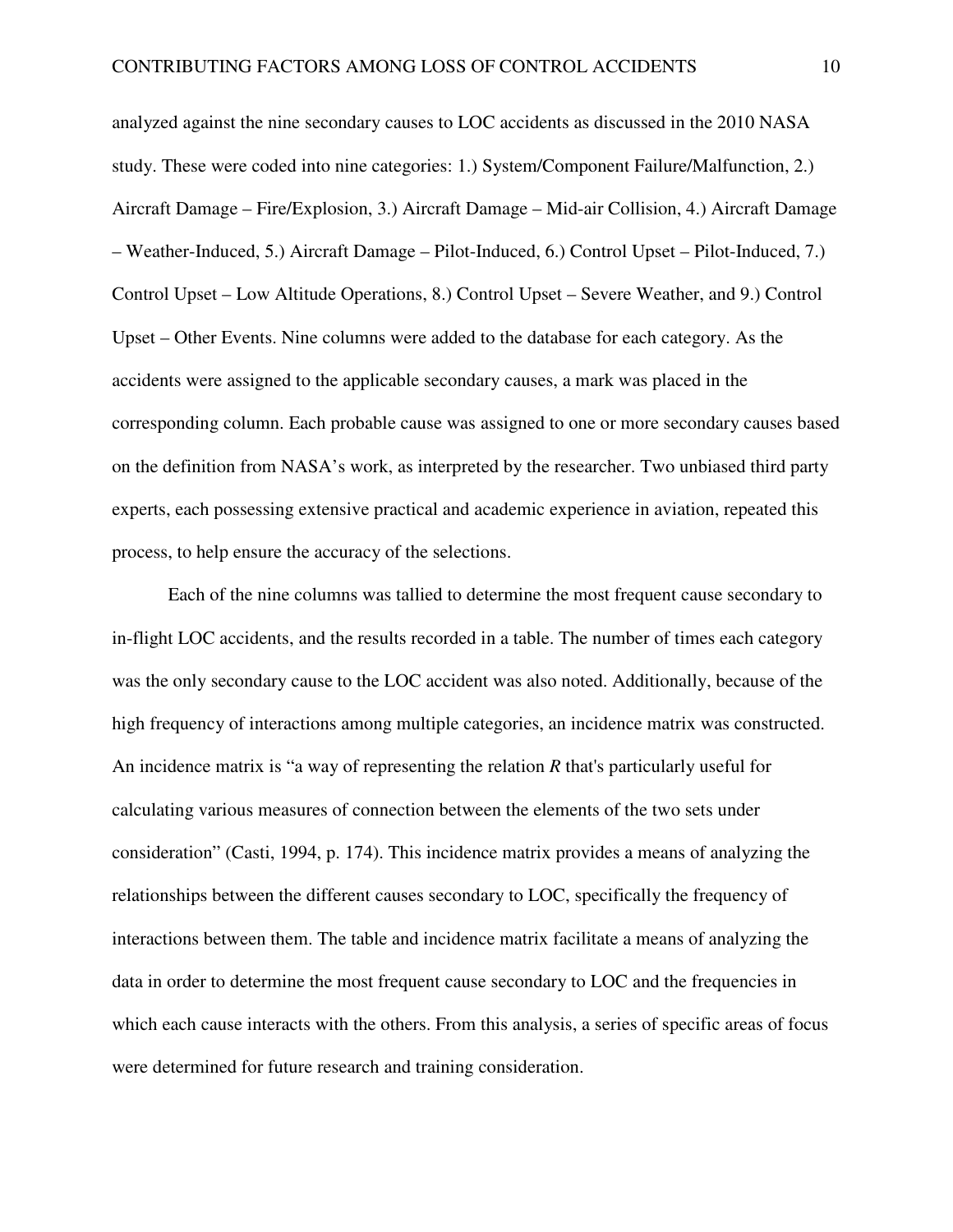analyzed against the nine secondary causes to LOC accidents as discussed in the 2010 NASA study. These were coded into nine categories: 1.) System/Component Failure/Malfunction, 2.) Aircraft Damage – Fire/Explosion, 3.) Aircraft Damage – Mid-air Collision, 4.) Aircraft Damage – Weather-Induced, 5.) Aircraft Damage – Pilot-Induced, 6.) Control Upset – Pilot-Induced, 7.) Control Upset – Low Altitude Operations, 8.) Control Upset – Severe Weather, and 9.) Control Upset – Other Events. Nine columns were added to the database for each category. As the accidents were assigned to the applicable secondary causes, a mark was placed in the corresponding column. Each probable cause was assigned to one or more secondary causes based on the definition from NASA's work, as interpreted by the researcher. Two unbiased third party experts, each possessing extensive practical and academic experience in aviation, repeated this process, to help ensure the accuracy of the selections.

Each of the nine columns was tallied to determine the most frequent cause secondary to in-flight LOC accidents, and the results recorded in a table. The number of times each category was the only secondary cause to the LOC accident was also noted. Additionally, because of the high frequency of interactions among multiple categories, an incidence matrix was constructed. An incidence matrix is "a way of representing the relation *R* that's particularly useful for calculating various measures of connection between the elements of the two sets under consideration" (Casti, 1994, p. 174). This incidence matrix provides a means of analyzing the relationships between the different causes secondary to LOC, specifically the frequency of interactions between them. The table and incidence matrix facilitate a means of analyzing the data in order to determine the most frequent cause secondary to LOC and the frequencies in which each cause interacts with the others. From this analysis, a series of specific areas of focus were determined for future research and training consideration.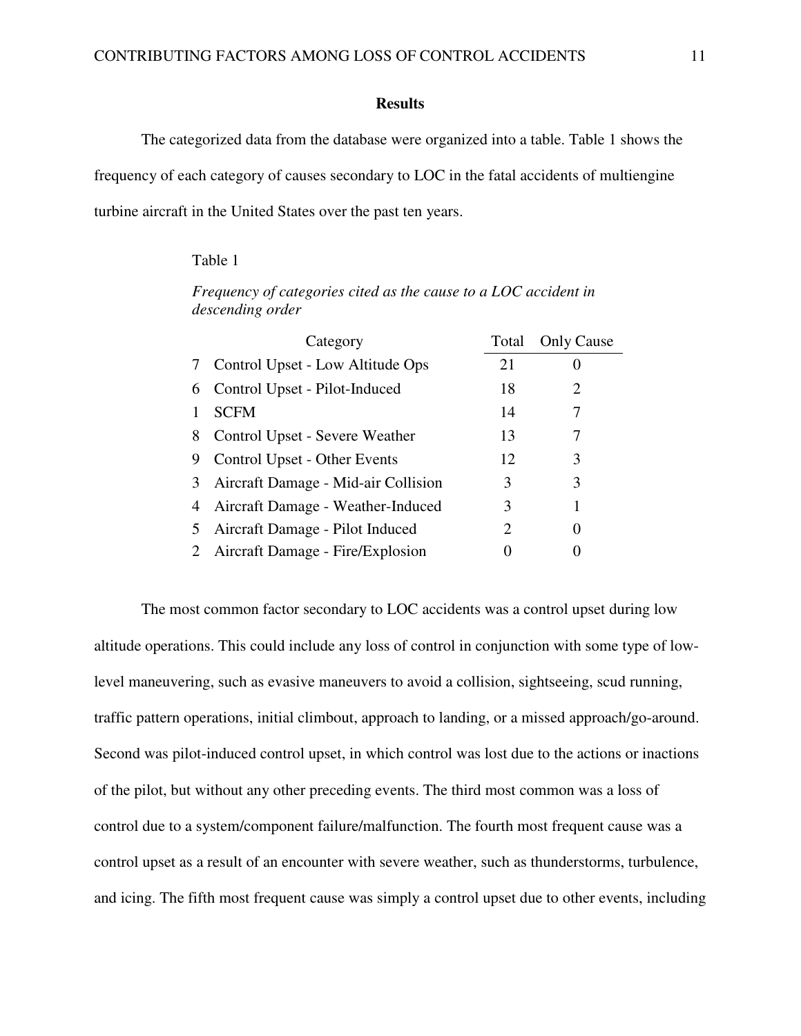## Results

The categorized data from the database were organized into a table. Table 1 shows the frequency of each category of causes secondary to LOC in the fatal accidents of multiengine turbine aircraft in the United States over the past ten years.

Table 1

*Frequency of categories cited as the cause to a LOC accident in descending order*

| | Category | Total | Only Cause |
|---|---|---|---|
| 7 | Control Upset - Low Altitude Ops | 21 | 0 |
| 6 | Control Upset - Pilot-Induced | 18 | 2 |
| 1 | SCFM | 14 | 7 |
| 8 | Control Upset - Severe Weather | 13 | 7 |
| 9 | Control Upset - Other Events | 12 | 3 |
| 3 | Aircraft Damage - Mid-air Collision | 3 | 3 |
| 4 | Aircraft Damage - Weather-Induced | 3 | 1 |
| 5 | Aircraft Damage - Pilot Induced | 2 | 0 |
| 2 | Aircraft Damage - Fire/Explosion | 0 | 0 |

The most common factor secondary to LOC accidents was a control upset during low altitude operations. This could include any loss of control in conjunction with some type of low-level maneuvering, such as evasive maneuvers to avoid a collision, sightseeing, scud running, traffic pattern operations, initial climbout, approach to landing, or a missed approach/go-around. Second was pilot-induced control upset, in which control was lost due to the actions or inactions of the pilot, but without any other preceding events. The third most common was a loss of control due to a system/component failure/malfunction. The fourth most frequent cause was a control upset as a result of an encounter with severe weather, such as thunderstorms, turbulence, and icing. The fifth most frequent cause was simply a control upset due to other events, including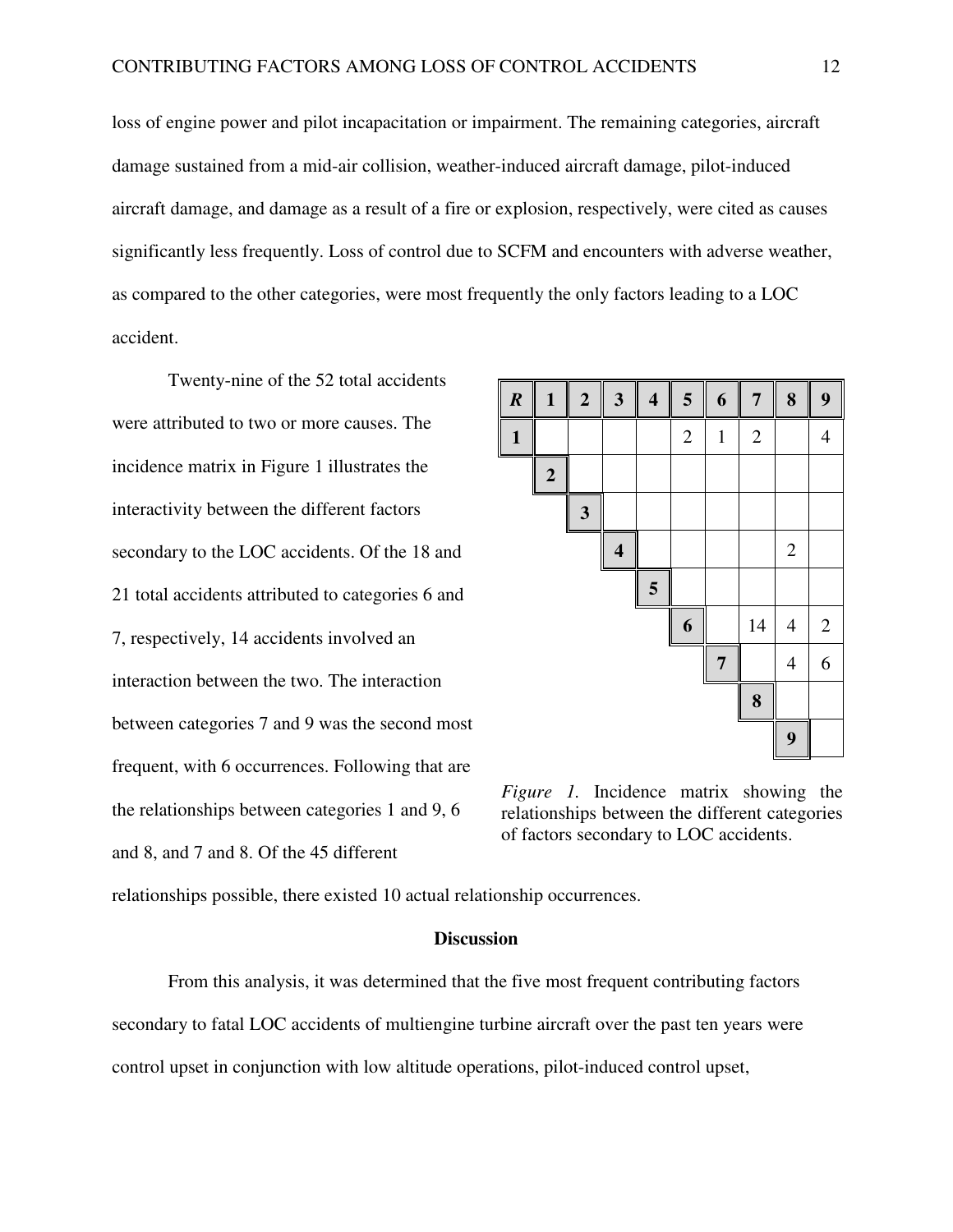loss of engine power and pilot incapacitation or impairment. The remaining categories, aircraft damage sustained from a mid-air collision, weather-induced aircraft damage, pilot-induced aircraft damage, and damage as a result of a fire or explosion, respectively, were cited as causes significantly less frequently. Loss of control due to SCFM and encounters with adverse weather, as compared to the other categories, were most frequently the only factors leading to a LOC accident.

Twenty-nine of the 52 total accidents were attributed to two or more causes. The incidence matrix in Figure 1 illustrates the interactivity between the different factors secondary to the LOC accidents. Of the 18 and 21 total accidents attributed to categories 6 and 7, respectively, 14 accidents involved an interaction between the two. The interaction between categories 7 and 9 was the second most frequent, with 6 occurrences. Following that are the relationships between categories 1 and 9, 6 and 8, and 7 and 8. Of the 45 different relationships possible, there existed 10 actual relationship occurrences.

| ***R*** | **1** | **2** | **3** | **4** | **5** | **6** | **7** | **8** | **9** |
|---|---|---|---|---|---|---|---|---|---|
| **1** | | | | | 2 | 1 | 2 | | 4 |
| **2** | | | | | | | | | |
| **3** | | | | | | | | | |
| **4** | | | | | | | | 2 | |
| **5** | | | | | | | | | |
| **6** | | | | | | | 14 | 4 | 2 |
| **7** | | | | | | | | 4 | 6 |
| **8** | | | | | | | | | |
| **9** | | | | | | | | | |

*Figure 1.* Incidence matrix showing the relationships between the different categories of factors secondary to LOC accidents.

## Discussion

From this analysis, it was determined that the five most frequent contributing factors secondary to fatal LOC accidents of multiengine turbine aircraft over the past ten years were control upset in conjunction with low altitude operations, pilot-induced control upset,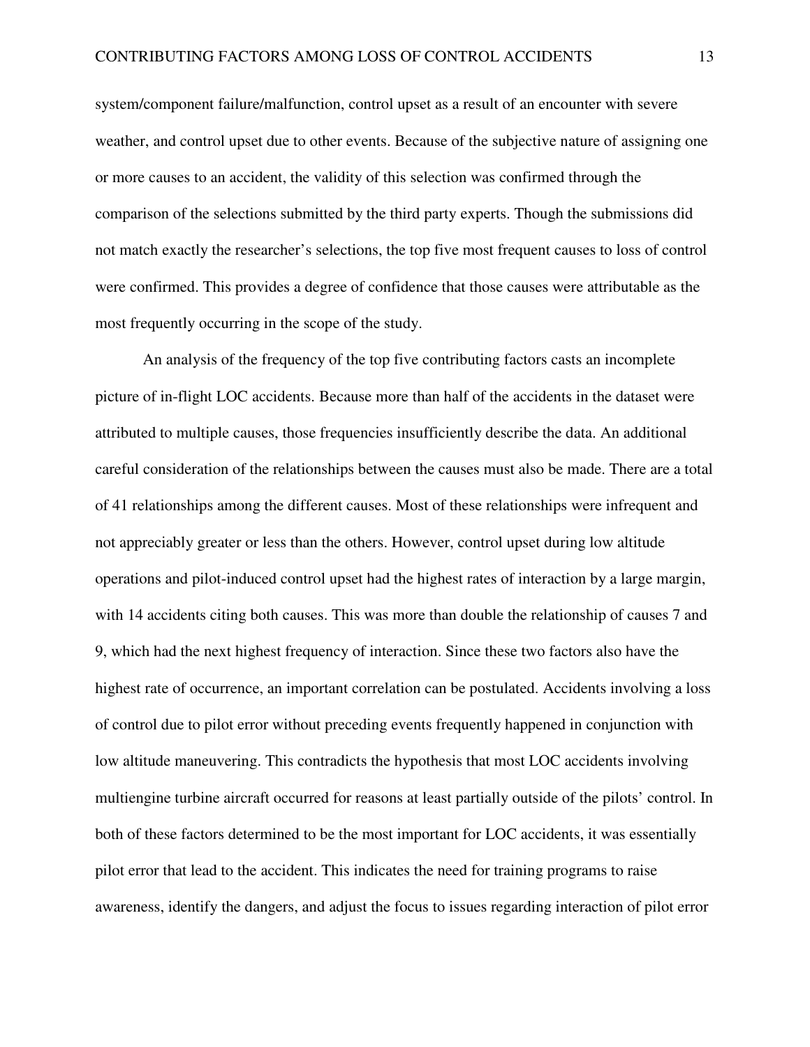system/component failure/malfunction, control upset as a result of an encounter with severe weather, and control upset due to other events. Because of the subjective nature of assigning one or more causes to an accident, the validity of this selection was confirmed through the comparison of the selections submitted by the third party experts. Though the submissions did not match exactly the researcher's selections, the top five most frequent causes to loss of control were confirmed. This provides a degree of confidence that those causes were attributable as the most frequently occurring in the scope of the study.

An analysis of the frequency of the top five contributing factors casts an incomplete picture of in-flight LOC accidents. Because more than half of the accidents in the dataset were attributed to multiple causes, those frequencies insufficiently describe the data. An additional careful consideration of the relationships between the causes must also be made. There are a total of 41 relationships among the different causes. Most of these relationships were infrequent and not appreciably greater or less than the others. However, control upset during low altitude operations and pilot-induced control upset had the highest rates of interaction by a large margin, with 14 accidents citing both causes. This was more than double the relationship of causes 7 and 9, which had the next highest frequency of interaction. Since these two factors also have the highest rate of occurrence, an important correlation can be postulated. Accidents involving a loss of control due to pilot error without preceding events frequently happened in conjunction with low altitude maneuvering. This contradicts the hypothesis that most LOC accidents involving multiengine turbine aircraft occurred for reasons at least partially outside of the pilots' control. In both of these factors determined to be the most important for LOC accidents, it was essentially pilot error that lead to the accident. This indicates the need for training programs to raise awareness, identify the dangers, and adjust the focus to issues regarding interaction of pilot error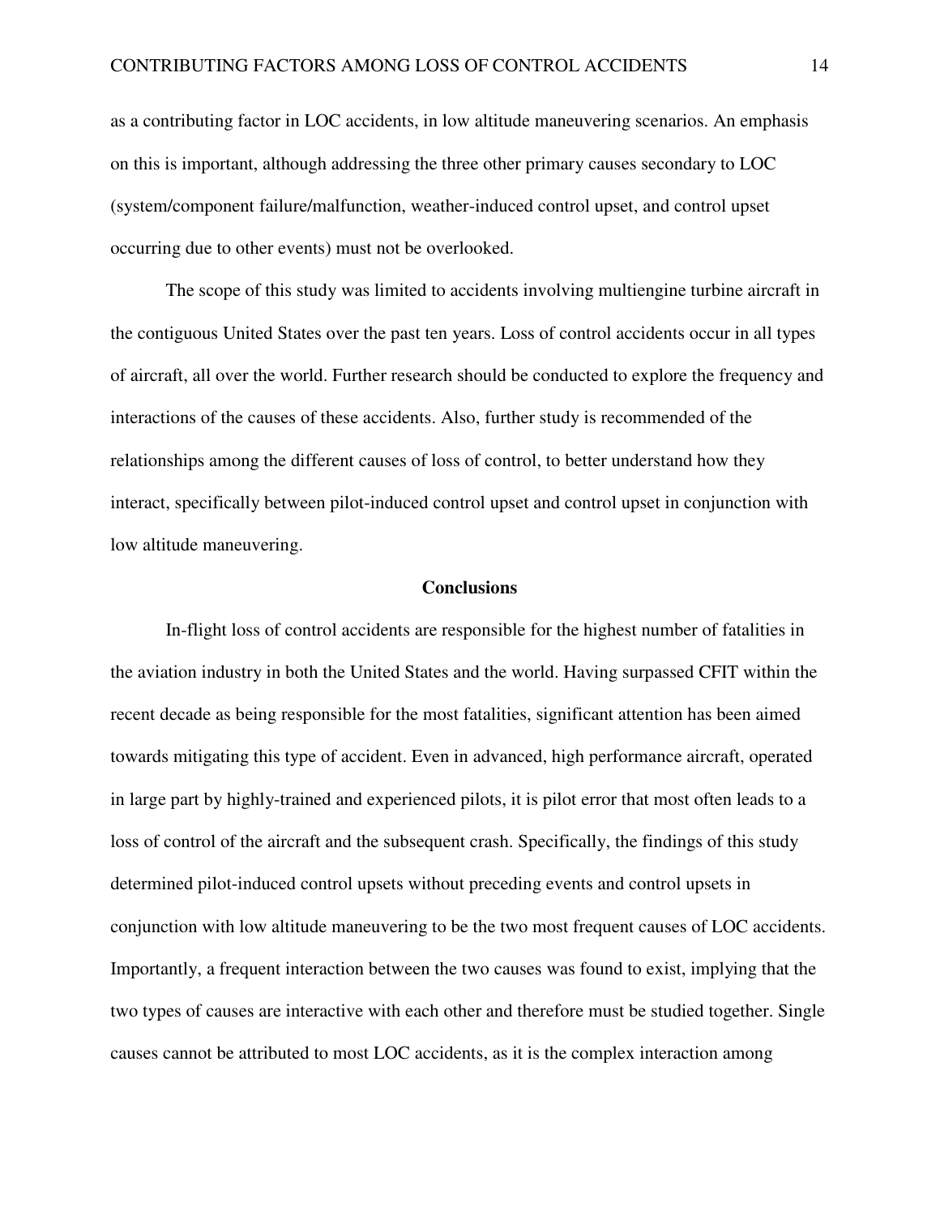as a contributing factor in LOC accidents, in low altitude maneuvering scenarios. An emphasis on this is important, although addressing the three other primary causes secondary to LOC (system/component failure/malfunction, weather-induced control upset, and control upset occurring due to other events) must not be overlooked.

The scope of this study was limited to accidents involving multiengine turbine aircraft in the contiguous United States over the past ten years. Loss of control accidents occur in all types of aircraft, all over the world. Further research should be conducted to explore the frequency and interactions of the causes of these accidents. Also, further study is recommended of the relationships among the different causes of loss of control, to better understand how they interact, specifically between pilot-induced control upset and control upset in conjunction with low altitude maneuvering.

## Conclusions

In-flight loss of control accidents are responsible for the highest number of fatalities in the aviation industry in both the United States and the world. Having surpassed CFIT within the recent decade as being responsible for the most fatalities, significant attention has been aimed towards mitigating this type of accident. Even in advanced, high performance aircraft, operated in large part by highly-trained and experienced pilots, it is pilot error that most often leads to a loss of control of the aircraft and the subsequent crash. Specifically, the findings of this study determined pilot-induced control upsets without preceding events and control upsets in conjunction with low altitude maneuvering to be the two most frequent causes of LOC accidents. Importantly, a frequent interaction between the two causes was found to exist, implying that the two types of causes are interactive with each other and therefore must be studied together. Single causes cannot be attributed to most LOC accidents, as it is the complex interaction among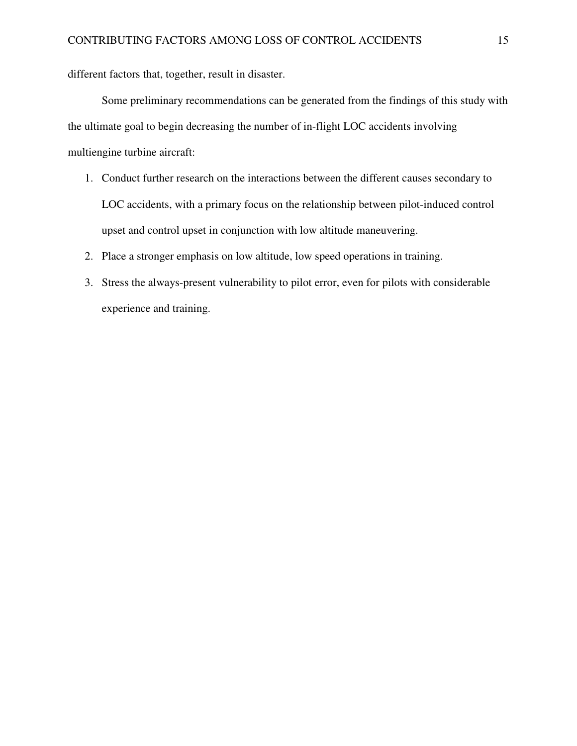different factors that, together, result in disaster.

Some preliminary recommendations can be generated from the findings of this study with the ultimate goal to begin decreasing the number of in-flight LOC accidents involving multiengine turbine aircraft:

1. Conduct further research on the interactions between the different causes secondary to LOC accidents, with a primary focus on the relationship between pilot-induced control upset and control upset in conjunction with low altitude maneuvering.
2. Place a stronger emphasis on low altitude, low speed operations in training.
3. Stress the always-present vulnerability to pilot error, even for pilots with considerable experience and training.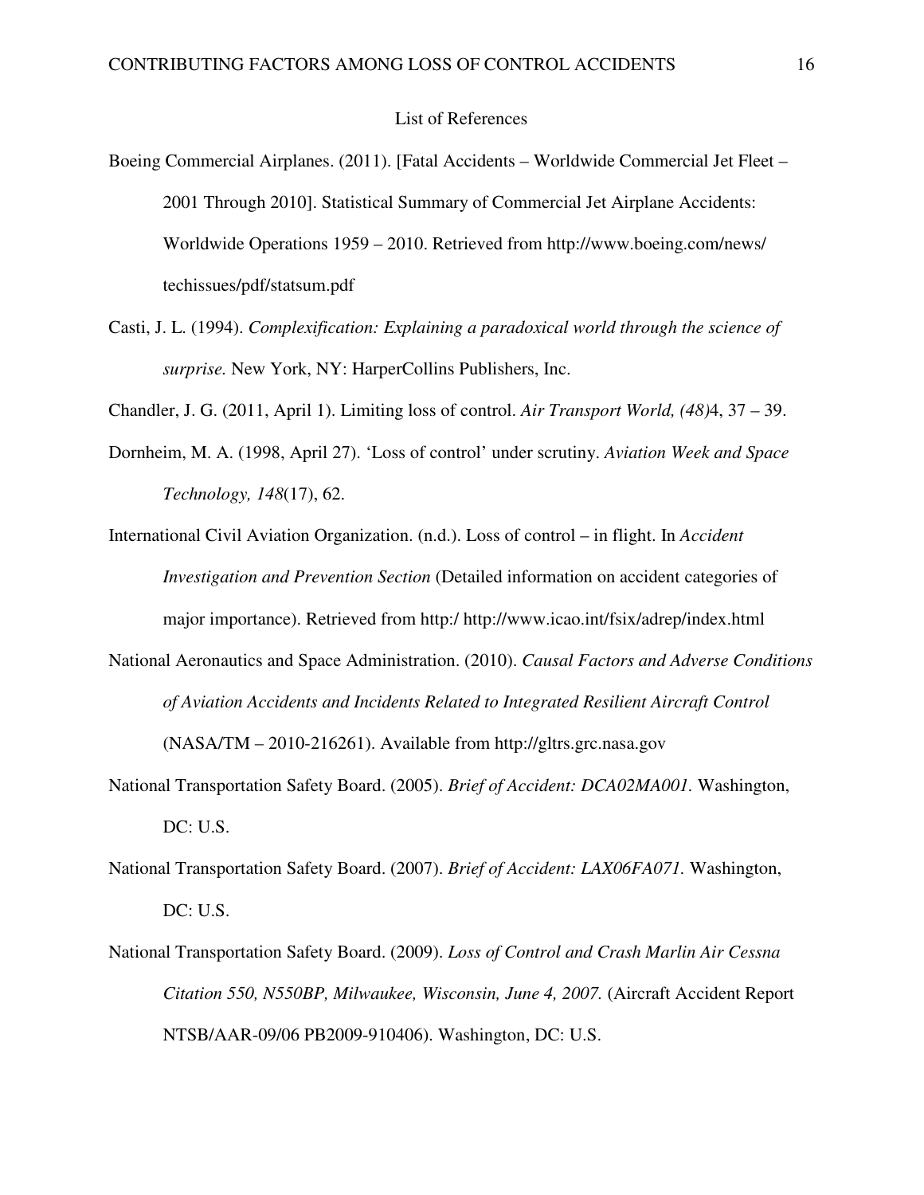List of References

Boeing Commercial Airplanes. (2011). [Fatal Accidents – Worldwide Commercial Jet Fleet – 2001 Through 2010]. Statistical Summary of Commercial Jet Airplane Accidents: Worldwide Operations 1959 – 2010. Retrieved from http://www.boeing.com/news/ techissues/pdf/statsum.pdf

Casti, J. L. (1994). *Complexification: Explaining a paradoxical world through the science of surprise.* New York, NY: HarperCollins Publishers, Inc.

Chandler, J. G. (2011, April 1). Limiting loss of control. *Air Transport World, (48)*4, 37 – 39.

Dornheim, M. A. (1998, April 27). 'Loss of control' under scrutiny. *Aviation Week and Space Technology, 148*(17), 62.

International Civil Aviation Organization. (n.d.). Loss of control – in flight. In *Accident Investigation and Prevention Section* (Detailed information on accident categories of major importance). Retrieved from http:/ http://www.icao.int/fsix/adrep/index.html

National Aeronautics and Space Administration. (2010). *Causal Factors and Adverse Conditions of Aviation Accidents and Incidents Related to Integrated Resilient Aircraft Control* (NASA/TM – 2010-216261). Available from http://gltrs.grc.nasa.gov

National Transportation Safety Board. (2005). *Brief of Accident: DCA02MA001.* Washington, DC: U.S.

National Transportation Safety Board. (2007). *Brief of Accident: LAX06FA071.* Washington, DC: U.S.

National Transportation Safety Board. (2009). *Loss of Control and Crash Marlin Air Cessna Citation 550, N550BP, Milwaukee, Wisconsin, June 4, 2007.* (Aircraft Accident Report NTSB/AAR-09/06 PB2009-910406). Washington, DC: U.S.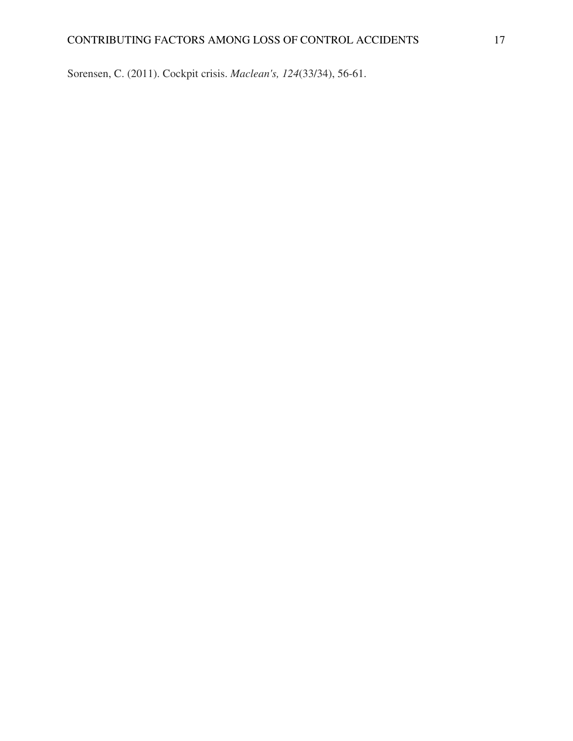Sorensen, C. (2011). Cockpit crisis. *Maclean's, 124*(33/34), 56-61.